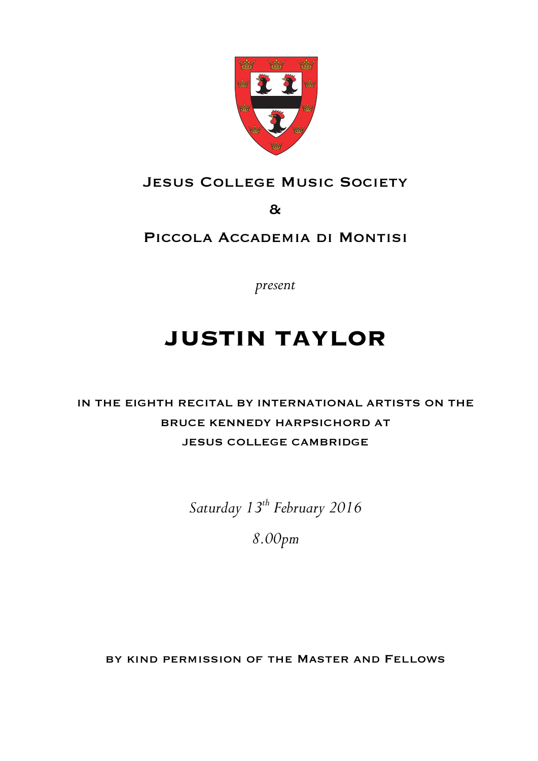Jesus College Music Society

&

Piccola Accademia di Montisi

*present*

# JUSTIN TAYLOR

in the eighth recital by international artists on the bruce kennedy harpsichord at jesus college cambridge

*Saturday 13th February 2016*

*8.00pm*

by kind permission of the Master and Fellows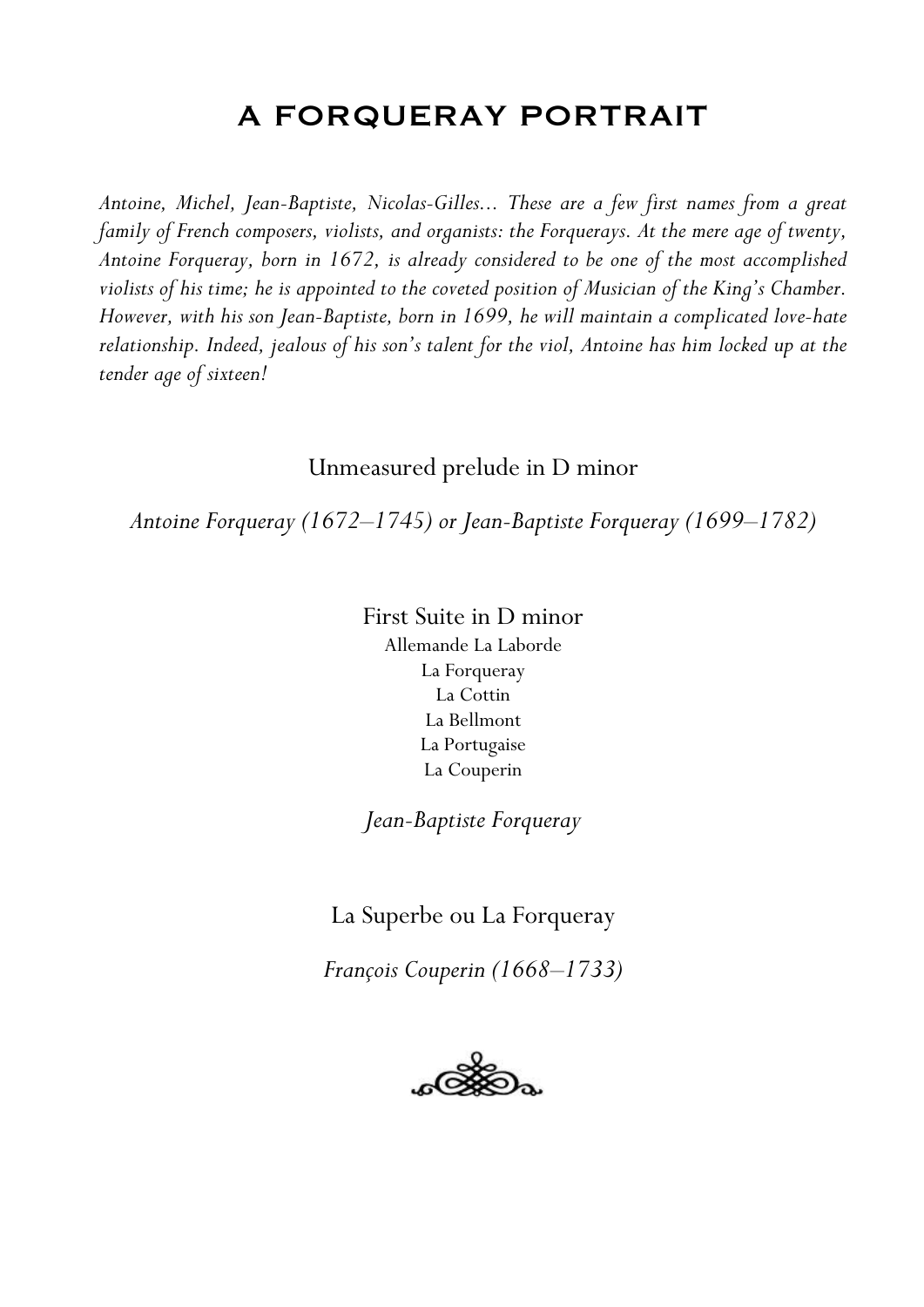# A FORQUERAY PORTRAIT

*Antoine, Michel, Jean-Baptiste, Nicolas-Gilles... These are a few first names from a great family of French composers, violists, and organists: the Forquerays. At the mere age of twenty, Antoine Forqueray, born in 1672, is already considered to be one of the most accomplished violists of his time; he is appointed to the coveted position of Musician of the King's Chamber. However, with his son Jean-Baptiste, born in 1699, he will maintain a complicated love-hate relationship. Indeed, jealous of his son's talent for the viol, Antoine has him locked up at the tender age of sixteen!*

Unmeasured prelude in D minor

*Antoine Forqueray (1672–1745) or Jean-Baptiste Forqueray (1699–1782)*

First Suite in D minor

Allemande La Laborde
La Forqueray
La Cottin
La Bellmont
La Portugaise
La Couperin

*Jean-Baptiste Forqueray*

La Superbe ou La Forqueray

*François Couperin (1668–1733)*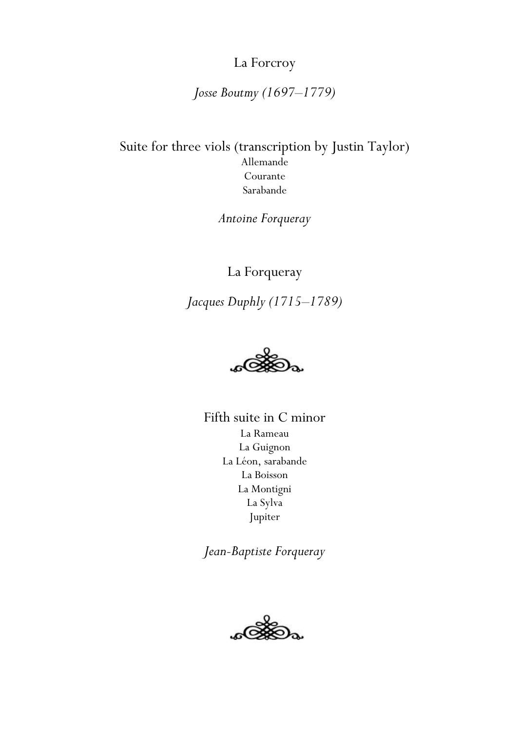La Forcroy

*Josse Boutmy (1697–1779)*

Suite for three viols (transcription by Justin Taylor)

Allemande

Courante

Sarabande

*Antoine Forqueray*

La Forqueray

*Jacques Duphly (1715–1789)*

Fifth suite in C minor

La Rameau

La Guignon

La Léon, sarabande

La Boisson

La Montigni

La Sylva

Jupiter

*Jean-Baptiste Forqueray*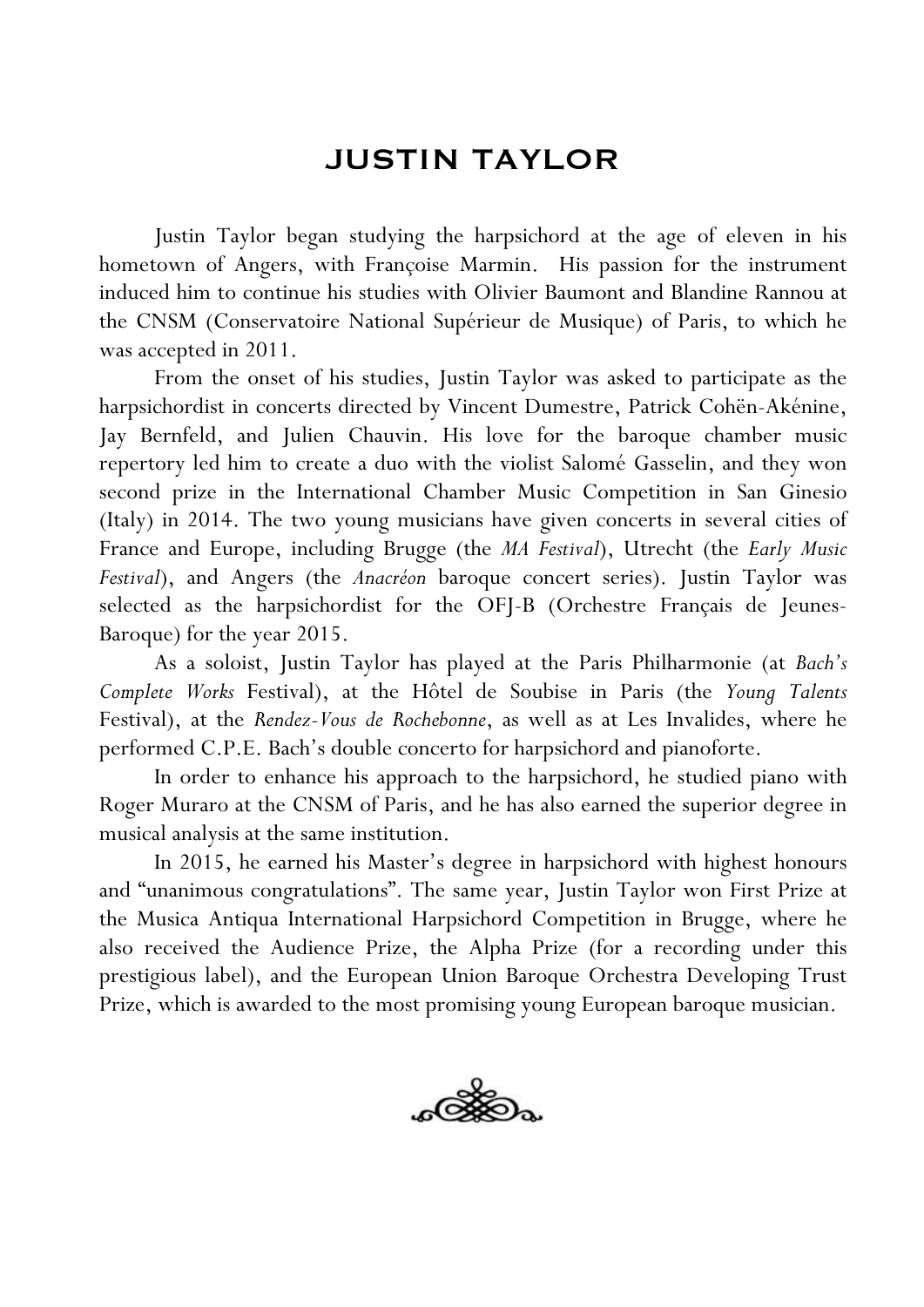# JUSTIN TAYLOR

Justin Taylor began studying the harpsichord at the age of eleven in his hometown of Angers, with Françoise Marmin. His passion for the instrument induced him to continue his studies with Olivier Baumont and Blandine Rannou at the CNSM (Conservatoire National Supérieur de Musique) of Paris, to which he was accepted in 2011.

From the onset of his studies, Justin Taylor was asked to participate as the harpsichordist in concerts directed by Vincent Dumestre, Patrick Cohën-Akénine, Jay Bernfeld, and Julien Chauvin. His love for the baroque chamber music repertory led him to create a duo with the violist Salomé Gasselin, and they won second prize in the International Chamber Music Competition in San Ginesio (Italy) in 2014. The two young musicians have given concerts in several cities of France and Europe, including Brugge (the *MA Festival*), Utrecht (the *Early Music Festival*), and Angers (the *Anacréon* baroque concert series). Justin Taylor was selected as the harpsichordist for the OFJ-B (Orchestre Français de Jeunes-Baroque) for the year 2015.

As a soloist, Justin Taylor has played at the Paris Philharmonie (at *Bach's Complete Works* Festival), at the Hôtel de Soubise in Paris (the *Young Talents* Festival), at the *Rendez-Vous de Rochebonne*, as well as at Les Invalides, where he performed C.P.E. Bach's double concerto for harpsichord and pianoforte.

In order to enhance his approach to the harpsichord, he studied piano with Roger Muraro at the CNSM of Paris, and he has also earned the superior degree in musical analysis at the same institution.

In 2015, he earned his Master's degree in harpsichord with highest honours and "unanimous congratulations". The same year, Justin Taylor won First Prize at the Musica Antiqua International Harpsichord Competition in Brugge, where he also received the Audience Prize, the Alpha Prize (for a recording under this prestigious label), and the European Union Baroque Orchestra Developing Trust Prize, which is awarded to the most promising young European baroque musician.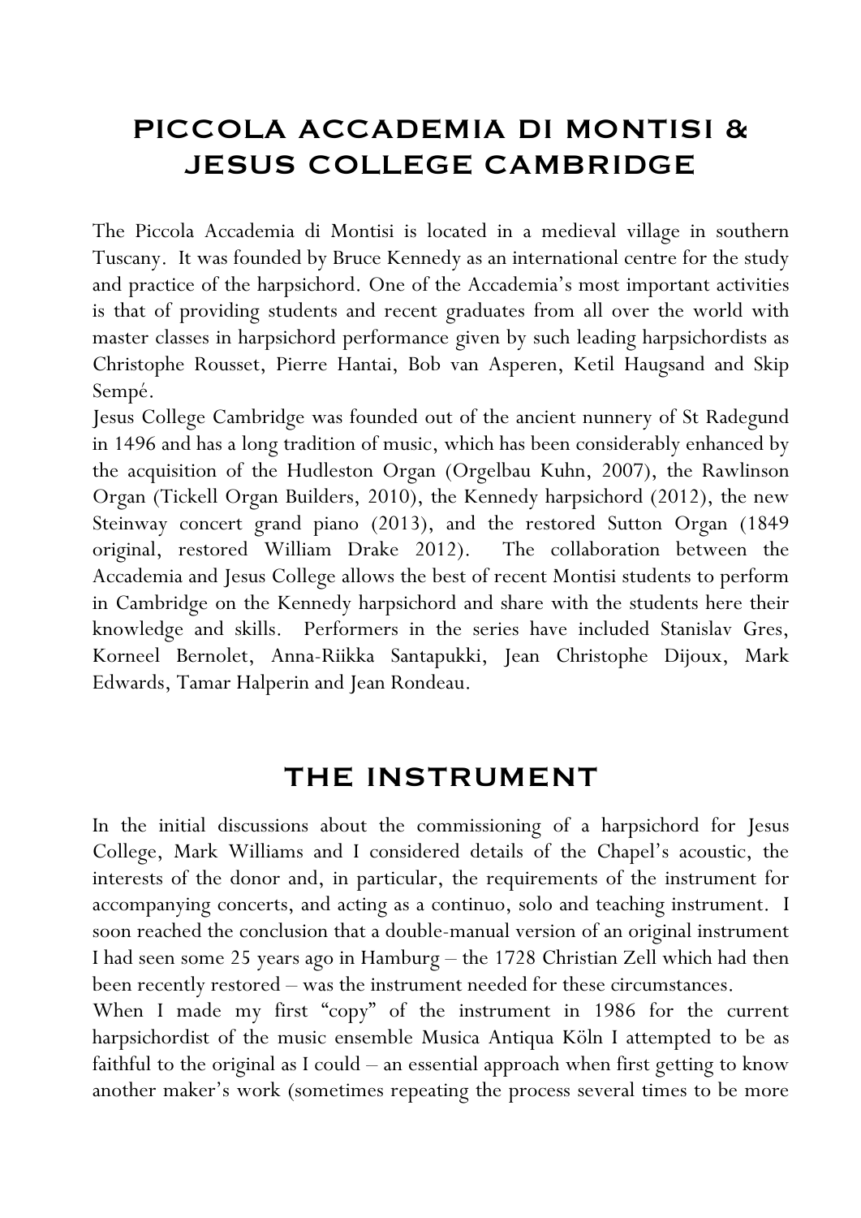# PICCOLA ACCADEMIA DI MONTISI & JESUS COLLEGE CAMBRIDGE

The Piccola Accademia di Montisi is located in a medieval village in southern Tuscany. It was founded by Bruce Kennedy as an international centre for the study and practice of the harpsichord. One of the Accademia's most important activities is that of providing students and recent graduates from all over the world with master classes in harpsichord performance given by such leading harpsichordists as Christophe Rousset, Pierre Hantai, Bob van Asperen, Ketil Haugsand and Skip Sempé.

Jesus College Cambridge was founded out of the ancient nunnery of St Radegund in 1496 and has a long tradition of music, which has been considerably enhanced by the acquisition of the Hudleston Organ (Orgelbau Kuhn, 2007), the Rawlinson Organ (Tickell Organ Builders, 2010), the Kennedy harpsichord (2012), the new Steinway concert grand piano (2013), and the restored Sutton Organ (1849 original, restored William Drake 2012). The collaboration between the Accademia and Jesus College allows the best of recent Montisi students to perform in Cambridge on the Kennedy harpsichord and share with the students here their knowledge and skills. Performers in the series have included Stanislav Gres, Korneel Bernolet, Anna-Riikka Santapukki, Jean Christophe Dijoux, Mark Edwards, Tamar Halperin and Jean Rondeau.

# THE INSTRUMENT

In the initial discussions about the commissioning of a harpsichord for Jesus College, Mark Williams and I considered details of the Chapel's acoustic, the interests of the donor and, in particular, the requirements of the instrument for accompanying concerts, and acting as a continuo, solo and teaching instrument. I soon reached the conclusion that a double-manual version of an original instrument I had seen some 25 years ago in Hamburg – the 1728 Christian Zell which had then been recently restored – was the instrument needed for these circumstances.

When I made my first "copy" of the instrument in 1986 for the current harpsichordist of the music ensemble Musica Antiqua Köln I attempted to be as faithful to the original as I could – an essential approach when first getting to know another maker's work (sometimes repeating the process several times to be more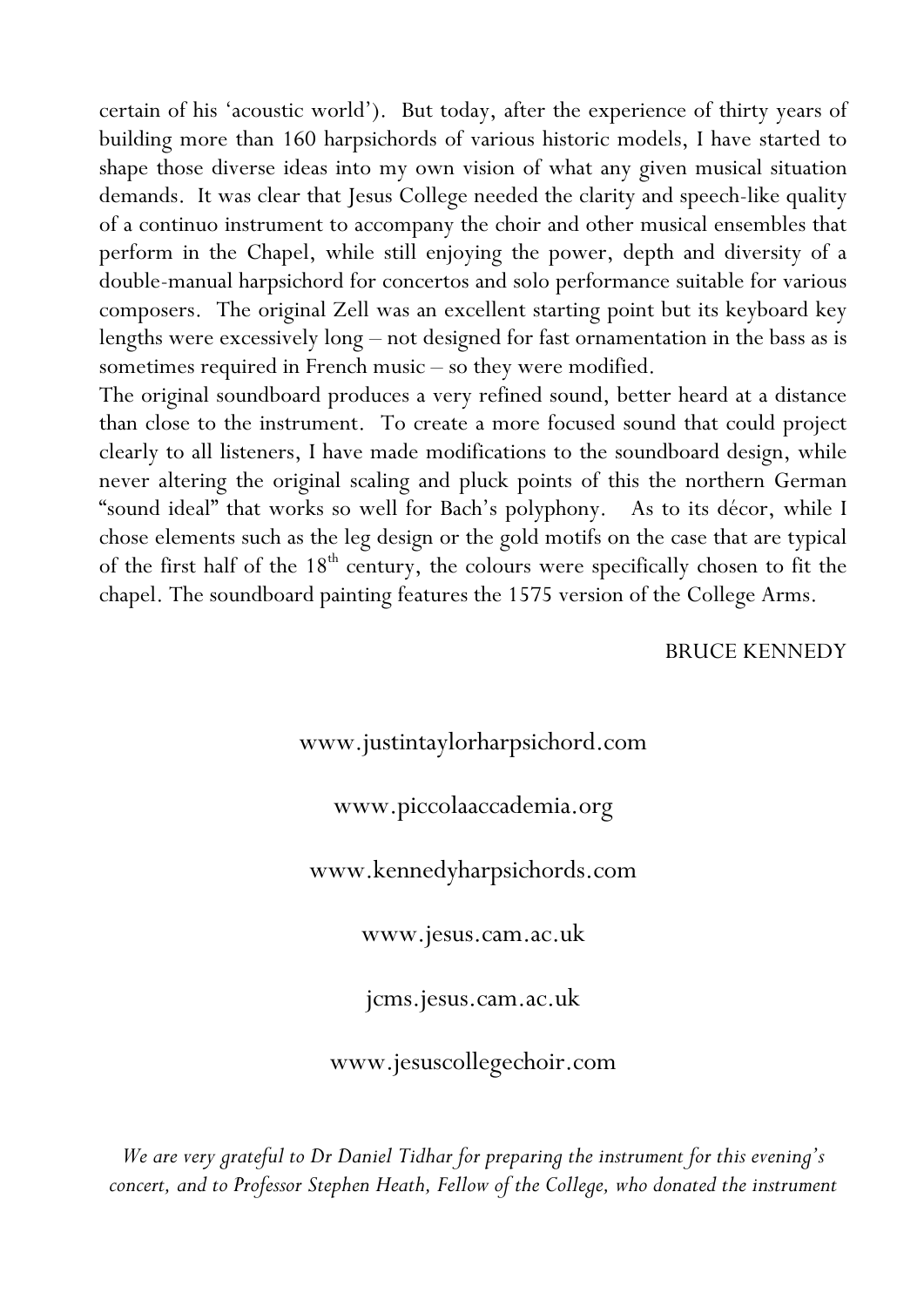certain of his 'acoustic world'). But today, after the experience of thirty years of building more than 160 harpsichords of various historic models, I have started to shape those diverse ideas into my own vision of what any given musical situation demands. It was clear that Jesus College needed the clarity and speech-like quality of a continuo instrument to accompany the choir and other musical ensembles that perform in the Chapel, while still enjoying the power, depth and diversity of a double-manual harpsichord for concertos and solo performance suitable for various composers. The original Zell was an excellent starting point but its keyboard key lengths were excessively long – not designed for fast ornamentation in the bass as is sometimes required in French music – so they were modified.

The original soundboard produces a very refined sound, better heard at a distance than close to the instrument. To create a more focused sound that could project clearly to all listeners, I have made modifications to the soundboard design, while never altering the original scaling and pluck points of this the northern German "sound ideal" that works so well for Bach's polyphony. As to its décor, while I chose elements such as the leg design or the gold motifs on the case that are typical of the first half of the 18th century, the colours were specifically chosen to fit the chapel. The soundboard painting features the 1575 version of the College Arms.

BRUCE KENNEDY

www.justintaylorharpsichord.com

www.piccolaaccademia.org

www.kennedyharpsichords.com

www.jesus.cam.ac.uk

jcms.jesus.cam.ac.uk

www.jesuscollegechoir.com

*We are very grateful to Dr Daniel Tidhar for preparing the instrument for this evening's concert, and to Professor Stephen Heath, Fellow of the College, who donated the instrument*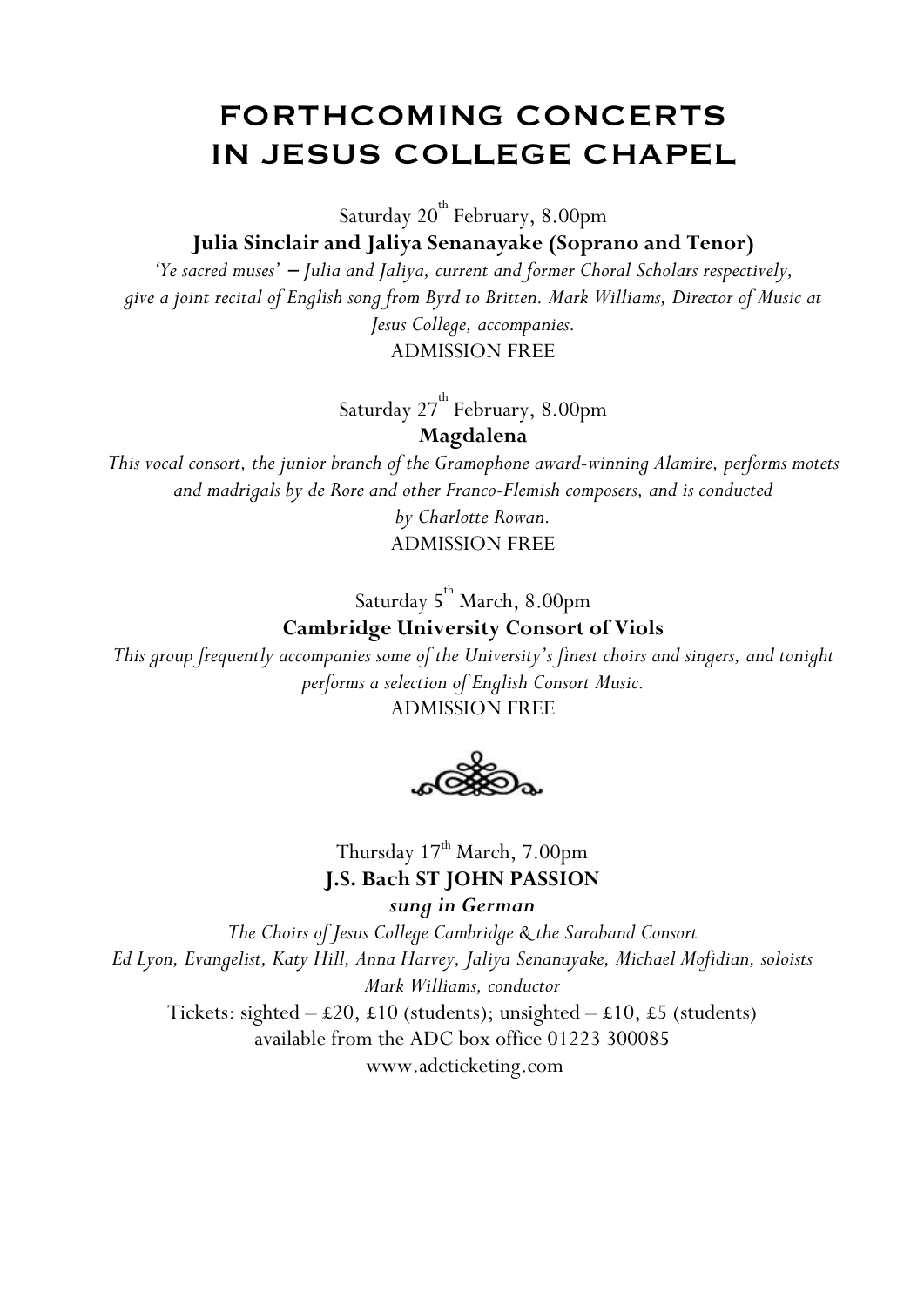# FORTHCOMING CONCERTS IN JESUS COLLEGE CHAPEL

Saturday 20th February, 8.00pm

**Julia Sinclair and Jaliya Senanayake (Soprano and Tenor)**

*'Ye sacred muses' – Julia and Jaliya, current and former Choral Scholars respectively, give a joint recital of English song from Byrd to Britten. Mark Williams, Director of Music at Jesus College, accompanies.*

ADMISSION FREE

Saturday 27th February, 8.00pm

**Magdalena**

*This vocal consort, the junior branch of the Gramophone award-winning Alamire, performs motets and madrigals by de Rore and other Franco-Flemish composers, and is conducted by Charlotte Rowan.*

ADMISSION FREE

Saturday 5th March, 8.00pm

**Cambridge University Consort of Viols**

*This group frequently accompanies some of the University's finest choirs and singers, and tonight performs a selection of English Consort Music.*

ADMISSION FREE

Thursday 17th March, 7.00pm

**J.S. Bach ST JOHN PASSION**

***sung in German***

*The Choirs of Jesus College Cambridge & the Saraband Consort*

*Ed Lyon, Evangelist, Katy Hill, Anna Harvey, Jaliya Senanayake, Michael Mofidian, soloists*

*Mark Williams, conductor*

Tickets: sighted – £20, £10 (students); unsighted – £10, £5 (students)

available from the ADC box office 01223 300085

www.adcticketing.com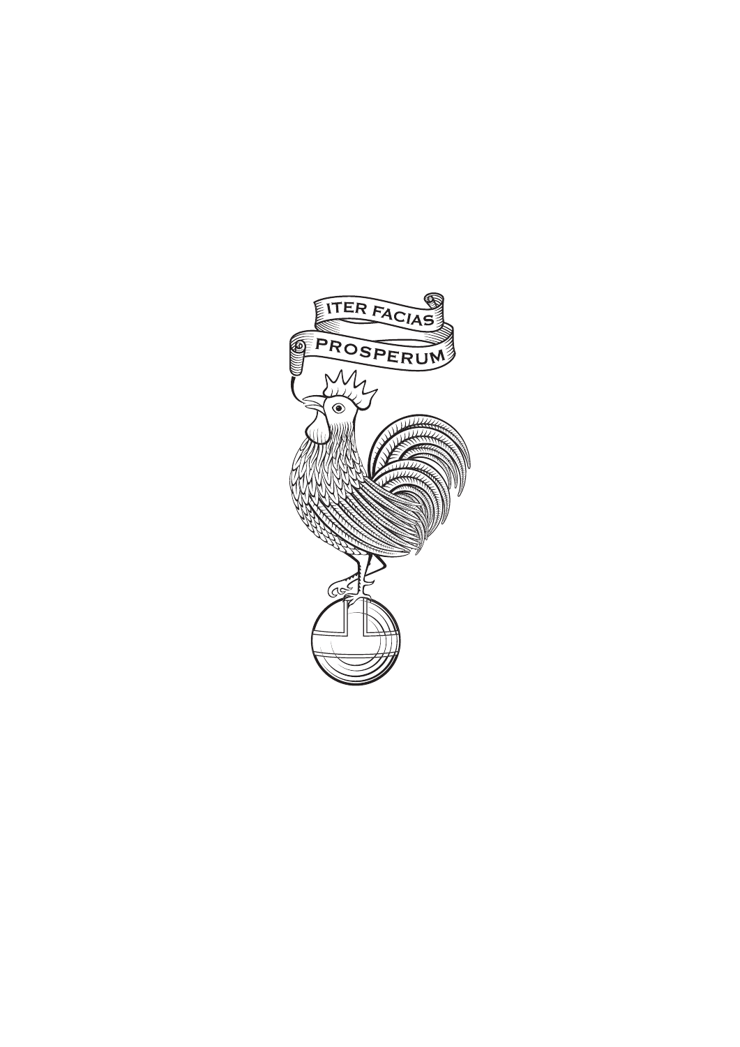ITER FACIAS

PROSPERUM